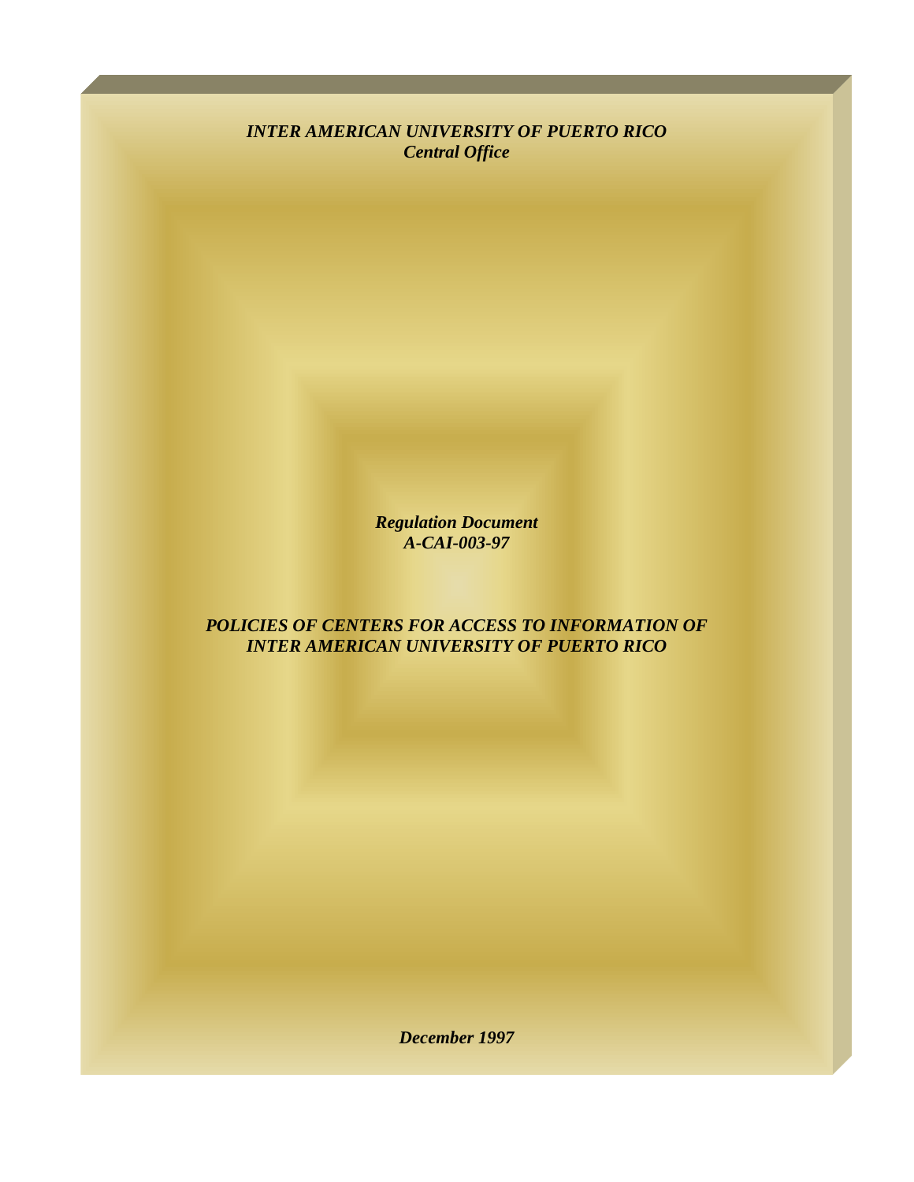***INTER AMERICAN UNIVERSITY OF PUERTO RICO***
***Central Office***

***Regulation Document***
***A-CAI-003-97***

# *POLICIES OF CENTERS FOR ACCESS TO INFORMATION OF INTER AMERICAN UNIVERSITY OF PUERTO RICO*

***December 1997***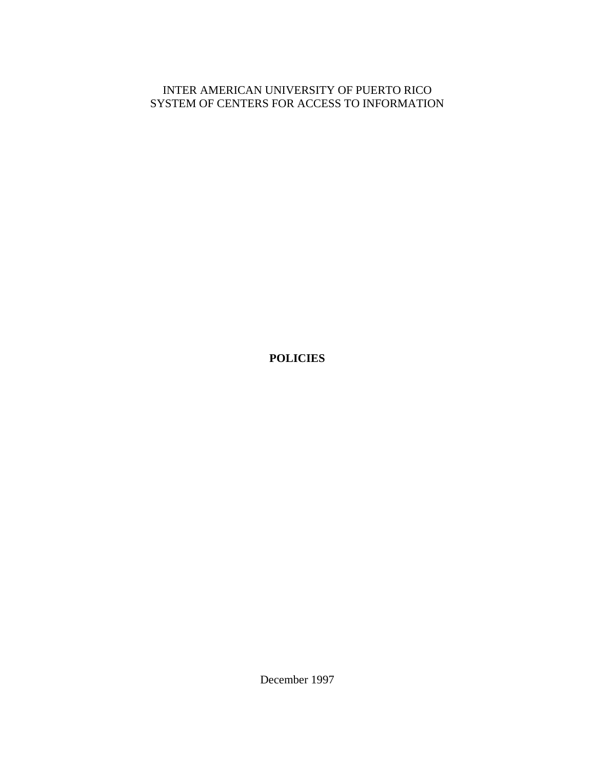INTER AMERICAN UNIVERSITY OF PUERTO RICO
SYSTEM OF CENTERS FOR ACCESS TO INFORMATION

# POLICIES

December 1997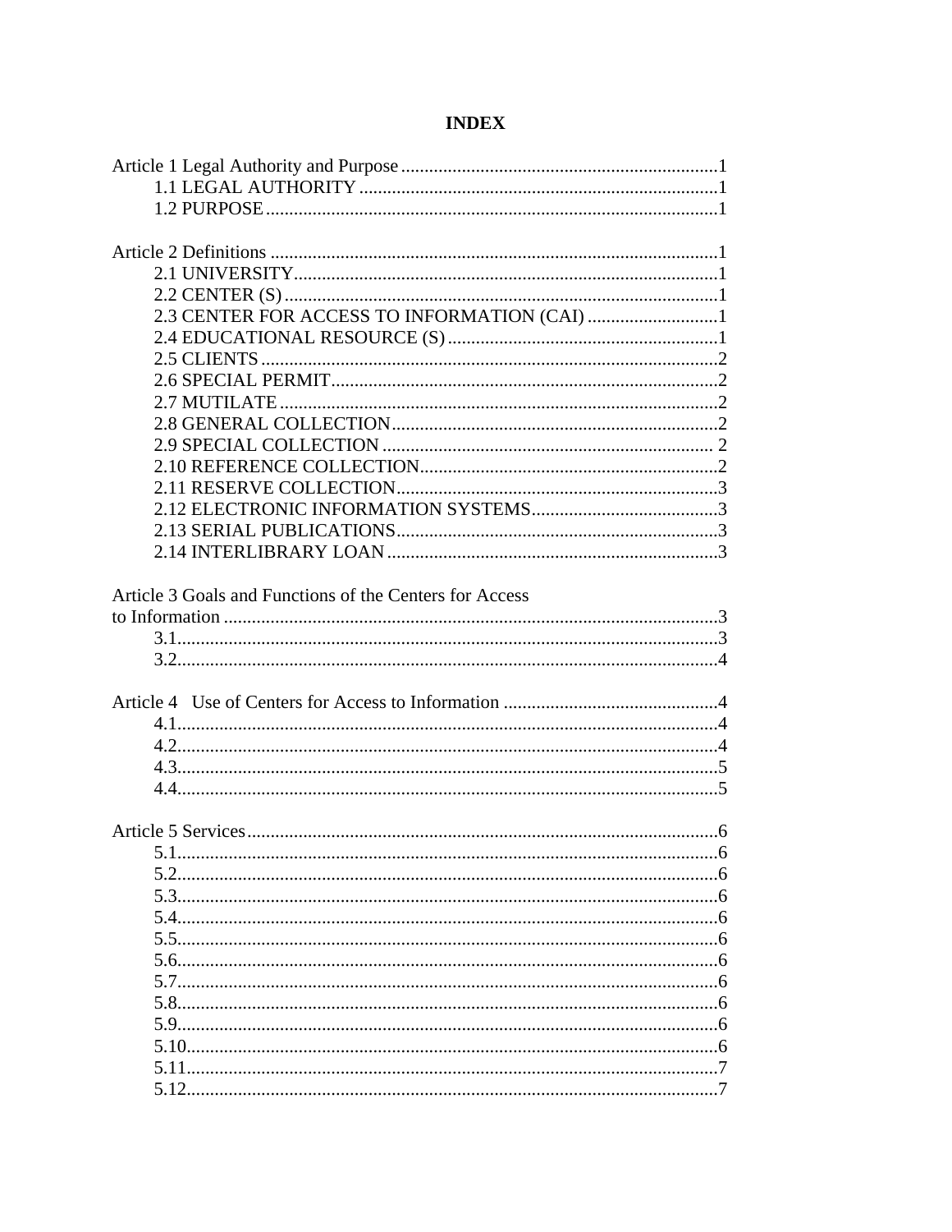# INDEX

Article 1 Legal Authority and Purpose .......... 1
- 1.1 LEGAL AUTHORITY .......... 1
- 1.2 PURPOSE .......... 1

Article 2 Definitions .......... 1
- 2.1 UNIVERSITY .......... 1
- 2.2 CENTER (S) .......... 1
- 2.3 CENTER FOR ACCESS TO INFORMATION (CAI) .......... 1
- 2.4 EDUCATIONAL RESOURCE (S) .......... 1
- 2.5 CLIENTS .......... 2
- 2.6 SPECIAL PERMIT .......... 2
- 2.7 MUTILATE .......... 2
- 2.8 GENERAL COLLECTION .......... 2
- 2.9 SPECIAL COLLECTION .......... 2
- 2.10 REFERENCE COLLECTION .......... 2
- 2.11 RESERVE COLLECTION .......... 3
- 2.12 ELECTRONIC INFORMATION SYSTEMS .......... 3
- 2.13 SERIAL PUBLICATIONS .......... 3
- 2.14 INTERLIBRARY LOAN .......... 3

Article 3 Goals and Functions of the Centers for Access to Information .......... 3
- 3.1 .......... 3
- 3.2 .......... 4

Article 4 Use of Centers for Access to Information .......... 4
- 4.1 .......... 4
- 4.2 .......... 4
- 4.3 .......... 5
- 4.4 .......... 5

Article 5 Services .......... 6
- 5.1 .......... 6
- 5.2 .......... 6
- 5.3 .......... 6
- 5.4 .......... 6
- 5.5 .......... 6
- 5.6 .......... 6
- 5.7 .......... 6
- 5.8 .......... 6
- 5.9 .......... 6
- 5.10 .......... 6
- 5.11 .......... 7
- 5.12 .......... 7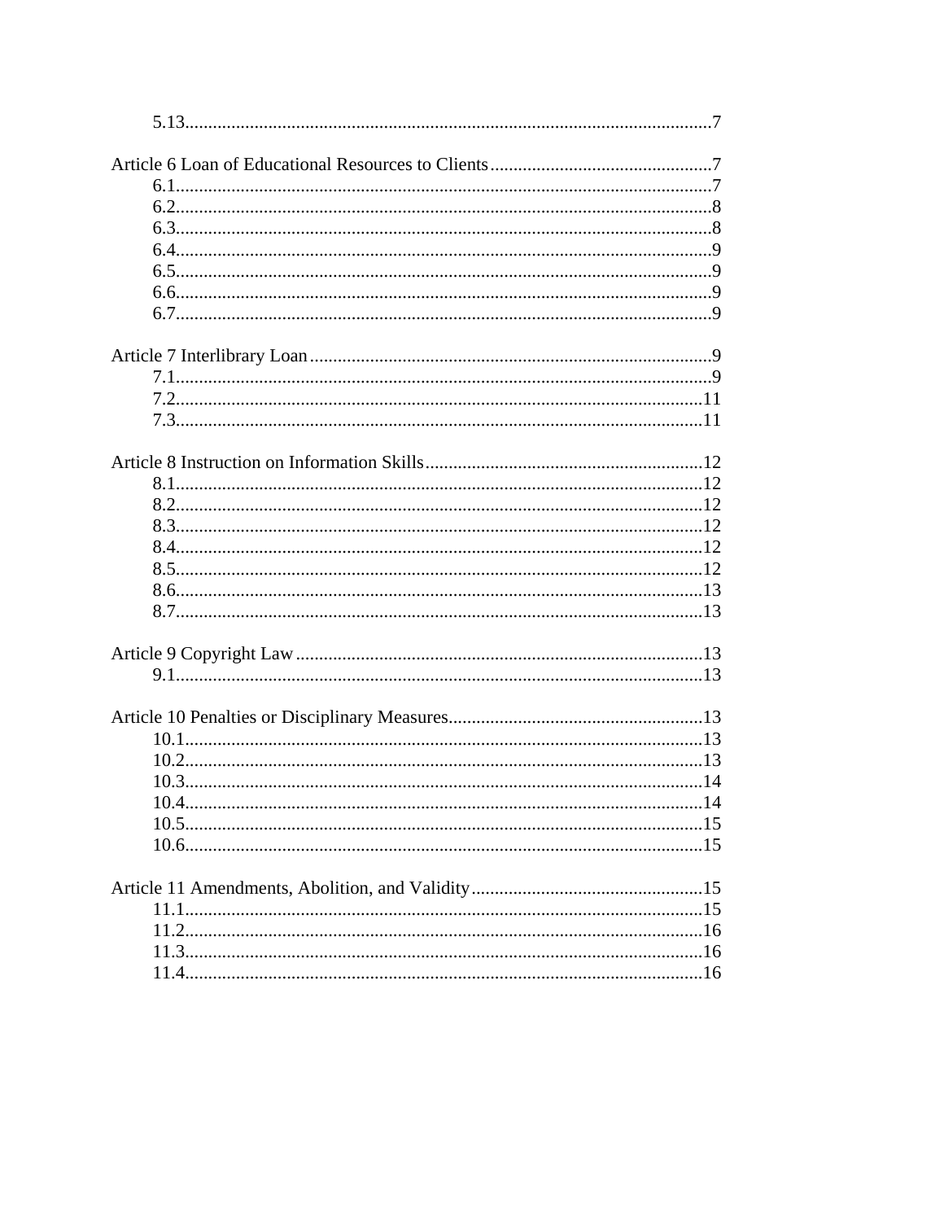5.13 ... 7

Article 6 Loan of Educational Resources to Clients ... 7
6.1 ... 7
6.2 ... 8
6.3 ... 8
6.4 ... 9
6.5 ... 9
6.6 ... 9
6.7 ... 9

Article 7 Interlibrary Loan ... 9
7.1 ... 9
7.2 ... 11
7.3 ... 11

Article 8 Instruction on Information Skills ... 12
8.1 ... 12
8.2 ... 12
8.3 ... 12
8.4 ... 12
8.5 ... 12
8.6 ... 13
8.7 ... 13

Article 9 Copyright Law ... 13
9.1 ... 13

Article 10 Penalties or Disciplinary Measures ... 13
10.1 ... 13
10.2 ... 13
10.3 ... 14
10.4 ... 14
10.5 ... 15
10.6 ... 15

Article 11 Amendments, Abolition, and Validity ... 15
11.1 ... 15
11.2 ... 16
11.3 ... 16
11.4 ... 16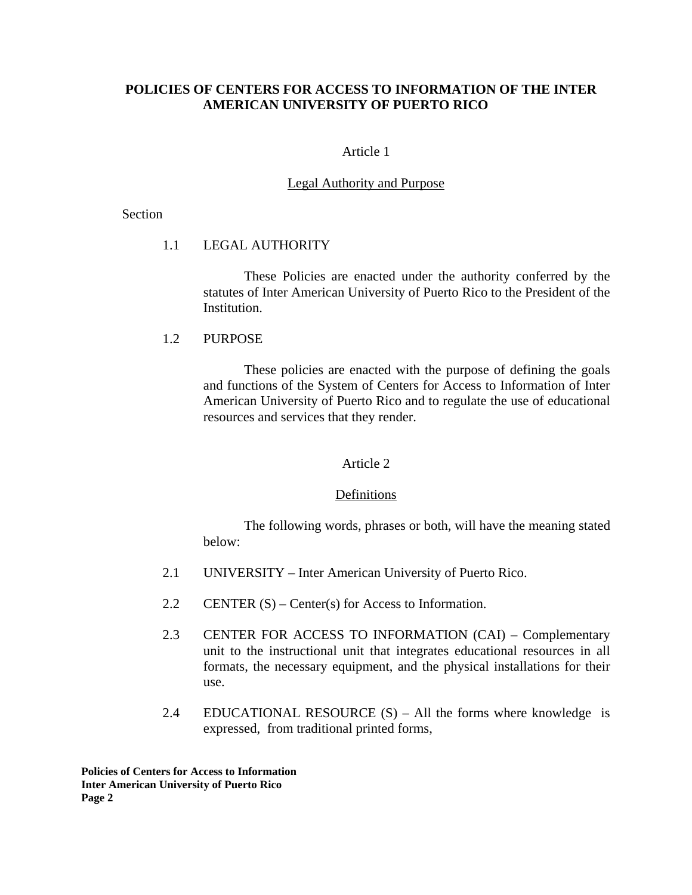# POLICIES OF CENTERS FOR ACCESS TO INFORMATION OF THE INTER AMERICAN UNIVERSITY OF PUERTO RICO

## Article 1

### Legal Authority and Purpose

Section

1.1 LEGAL AUTHORITY

These Policies are enacted under the authority conferred by the statutes of Inter American University of Puerto Rico to the President of the Institution.

1.2 PURPOSE

These policies are enacted with the purpose of defining the goals and functions of the System of Centers for Access to Information of Inter American University of Puerto Rico and to regulate the use of educational resources and services that they render.

## Article 2

### Definitions

The following words, phrases or both, will have the meaning stated below:

2.1 UNIVERSITY – Inter American University of Puerto Rico.

2.2 CENTER (S) – Center(s) for Access to Information.

2.3 CENTER FOR ACCESS TO INFORMATION (CAI) – Complementary unit to the instructional unit that integrates educational resources in all formats, the necessary equipment, and the physical installations for their use.

2.4 EDUCATIONAL RESOURCE (S) – All the forms where knowledge is expressed, from traditional printed forms,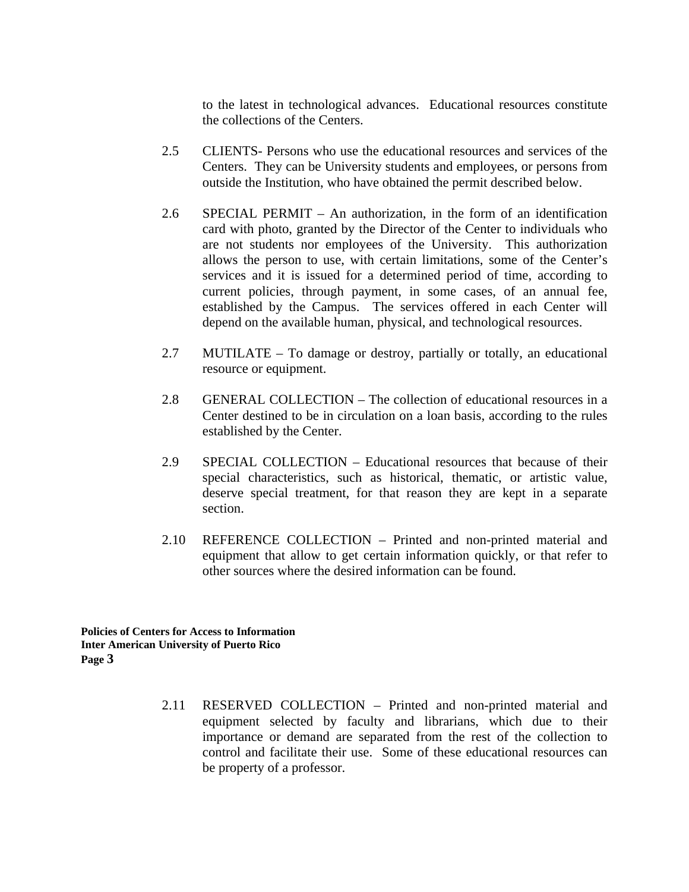to the latest in technological advances. Educational resources constitute the collections of the Centers.

2.5 CLIENTS- Persons who use the educational resources and services of the Centers. They can be University students and employees, or persons from outside the Institution, who have obtained the permit described below.

2.6 SPECIAL PERMIT – An authorization, in the form of an identification card with photo, granted by the Director of the Center to individuals who are not students nor employees of the University. This authorization allows the person to use, with certain limitations, some of the Center's services and it is issued for a determined period of time, according to current policies, through payment, in some cases, of an annual fee, established by the Campus. The services offered in each Center will depend on the available human, physical, and technological resources.

2.7 MUTILATE – To damage or destroy, partially or totally, an educational resource or equipment.

2.8 GENERAL COLLECTION – The collection of educational resources in a Center destined to be in circulation on a loan basis, according to the rules established by the Center.

2.9 SPECIAL COLLECTION – Educational resources that because of their special characteristics, such as historical, thematic, or artistic value, deserve special treatment, for that reason they are kept in a separate section.

2.10 REFERENCE COLLECTION – Printed and non-printed material and equipment that allow to get certain information quickly, or that refer to other sources where the desired information can be found.

2.11 RESERVED COLLECTION – Printed and non-printed material and equipment selected by faculty and librarians, which due to their importance or demand are separated from the rest of the collection to control and facilitate their use. Some of these educational resources can be property of a professor.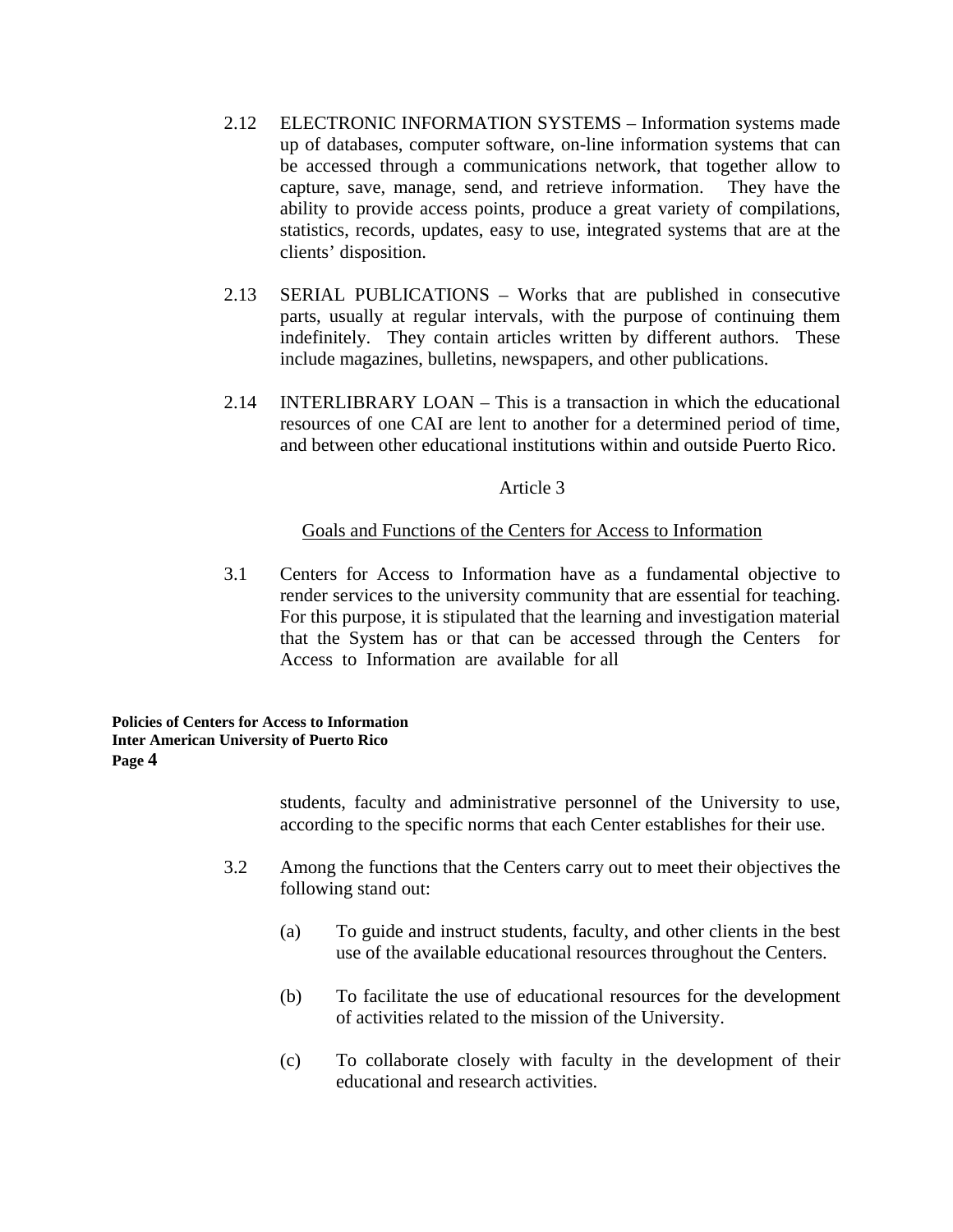2.12 ELECTRONIC INFORMATION SYSTEMS – Information systems made up of databases, computer software, on-line information systems that can be accessed through a communications network, that together allow to capture, save, manage, send, and retrieve information. They have the ability to provide access points, produce a great variety of compilations, statistics, records, updates, easy to use, integrated systems that are at the clients' disposition.

2.13 SERIAL PUBLICATIONS – Works that are published in consecutive parts, usually at regular intervals, with the purpose of continuing them indefinitely. They contain articles written by different authors. These include magazines, bulletins, newspapers, and other publications.

2.14 INTERLIBRARY LOAN – This is a transaction in which the educational resources of one CAI are lent to another for a determined period of time, and between other educational institutions within and outside Puerto Rico.

## Article 3

### Goals and Functions of the Centers for Access to Information

3.1 Centers for Access to Information have as a fundamental objective to render services to the university community that are essential for teaching. For this purpose, it is stipulated that the learning and investigation material that the System has or that can be accessed through the Centers for Access to Information are available for all students, faculty and administrative personnel of the University to use, according to the specific norms that each Center establishes for their use.

3.2 Among the functions that the Centers carry out to meet their objectives the following stand out:

(a) To guide and instruct students, faculty, and other clients in the best use of the available educational resources throughout the Centers.

(b) To facilitate the use of educational resources for the development of activities related to the mission of the University.

(c) To collaborate closely with faculty in the development of their educational and research activities.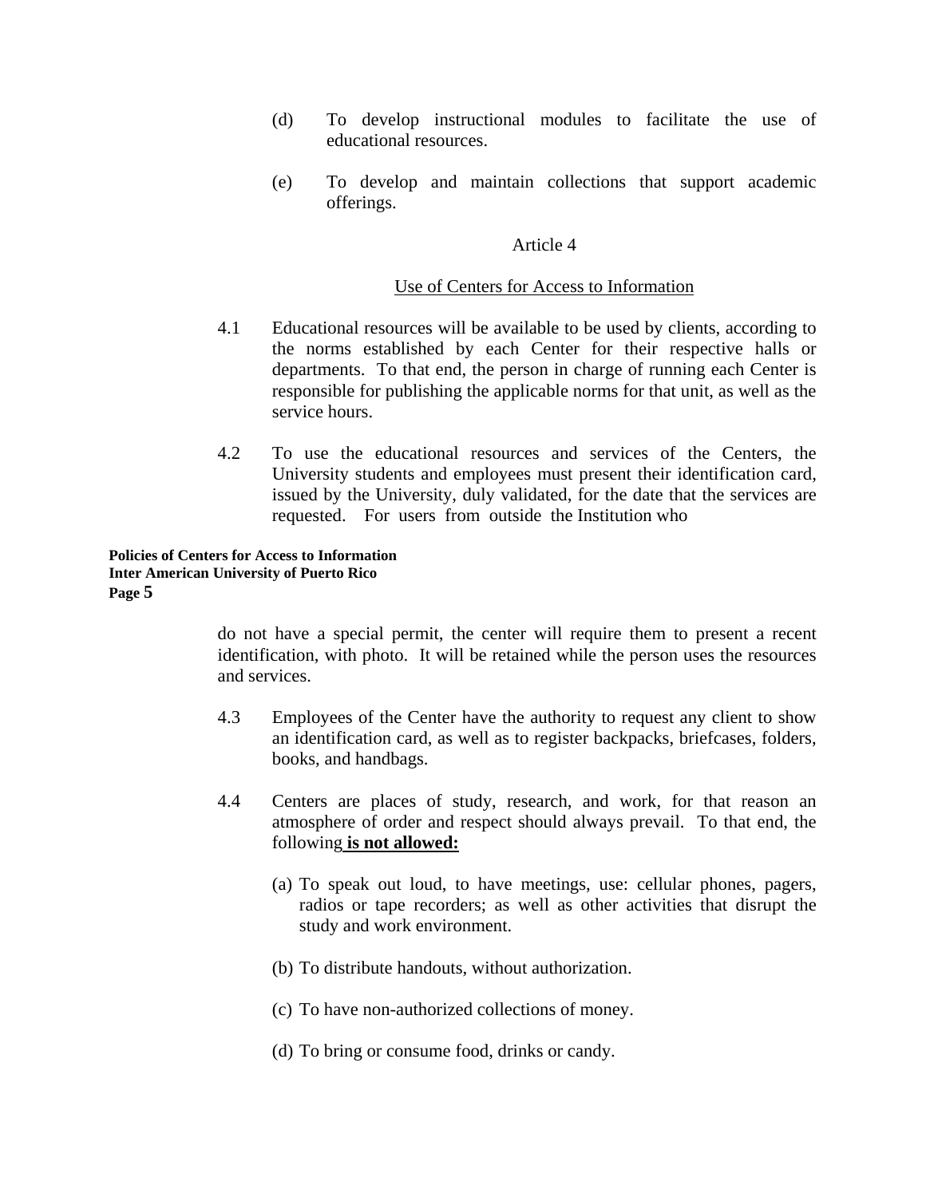(d) To develop instructional modules to facilitate the use of educational resources.

(e) To develop and maintain collections that support academic offerings.

Article 4

Use of Centers for Access to Information

4.1 Educational resources will be available to be used by clients, according to the norms established by each Center for their respective halls or departments. To that end, the person in charge of running each Center is responsible for publishing the applicable norms for that unit, as well as the service hours.

4.2 To use the educational resources and services of the Centers, the University students and employees must present their identification card, issued by the University, duly validated, for the date that the services are requested. For users from outside the Institution who do not have a special permit, the center will require them to present a recent identification, with photo. It will be retained while the person uses the resources and services.

4.3 Employees of the Center have the authority to request any client to show an identification card, as well as to register backpacks, briefcases, folders, books, and handbags.

4.4 Centers are places of study, research, and work, for that reason an atmosphere of order and respect should always prevail. To that end, the following **is not allowed:**

(a) To speak out loud, to have meetings, use: cellular phones, pagers, radios or tape recorders; as well as other activities that disrupt the study and work environment.

(b) To distribute handouts, without authorization.

(c) To have non-authorized collections of money.

(d) To bring or consume food, drinks or candy.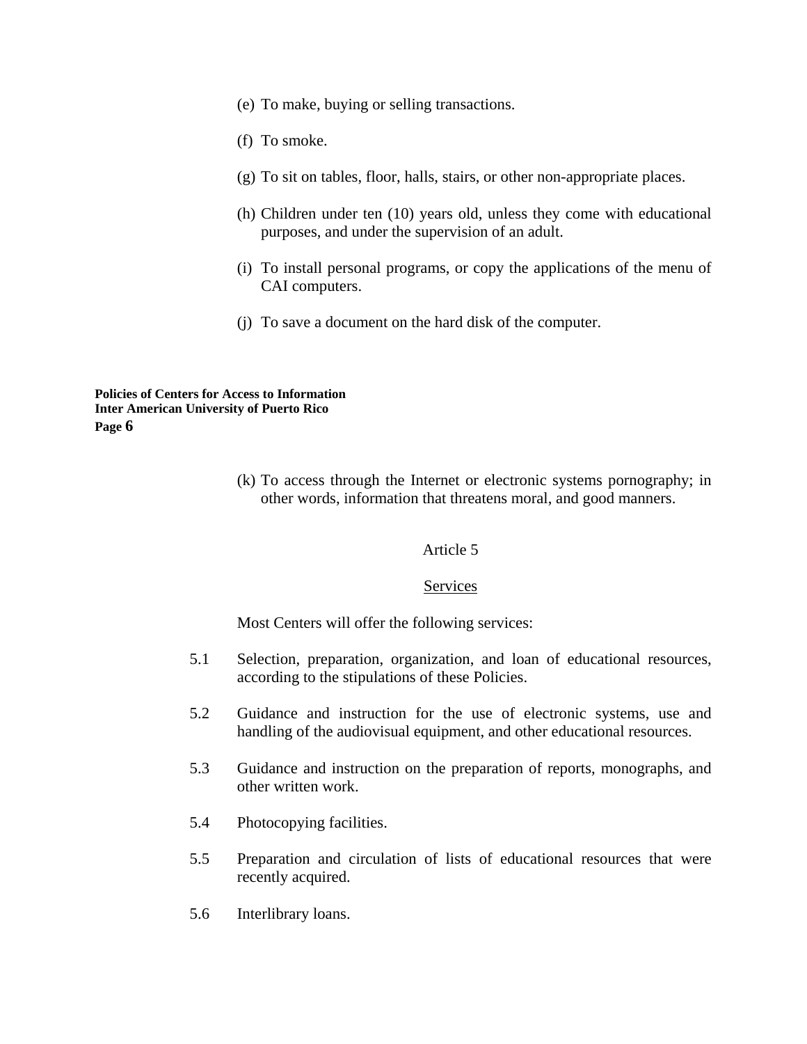(e) To make, buying or selling transactions.

(f) To smoke.

(g) To sit on tables, floor, halls, stairs, or other non-appropriate places.

(h) Children under ten (10) years old, unless they come with educational purposes, and under the supervision of an adult.

(i) To install personal programs, or copy the applications of the menu of CAI computers.

(j) To save a document on the hard disk of the computer.

(k) To access through the Internet or electronic systems pornography; in other words, information that threatens moral, and good manners.

## Article 5

## Services

Most Centers will offer the following services:

5.1 Selection, preparation, organization, and loan of educational resources, according to the stipulations of these Policies.

5.2 Guidance and instruction for the use of electronic systems, use and handling of the audiovisual equipment, and other educational resources.

5.3 Guidance and instruction on the preparation of reports, monographs, and other written work.

5.4 Photocopying facilities.

5.5 Preparation and circulation of lists of educational resources that were recently acquired.

5.6 Interlibrary loans.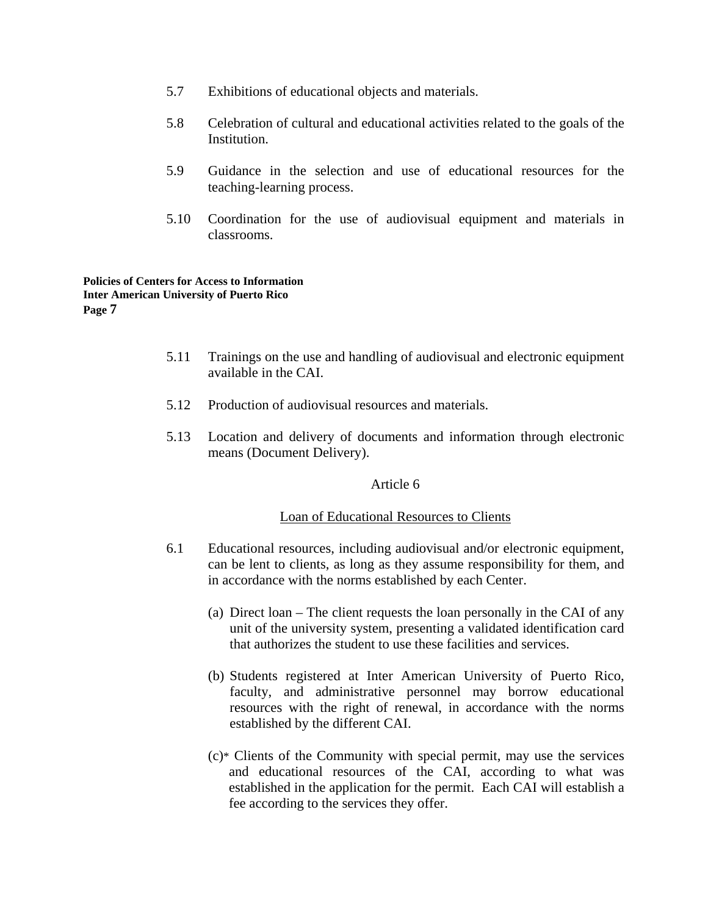5.7 Exhibitions of educational objects and materials.

5.8 Celebration of cultural and educational activities related to the goals of the Institution.

5.9 Guidance in the selection and use of educational resources for the teaching-learning process.

5.10 Coordination for the use of audiovisual equipment and materials in classrooms.

5.11 Trainings on the use and handling of audiovisual and electronic equipment available in the CAI.

5.12 Production of audiovisual resources and materials.

5.13 Location and delivery of documents and information through electronic means (Document Delivery).

Article 6

<u>Loan of Educational Resources to Clients</u>

6.1 Educational resources, including audiovisual and/or electronic equipment, can be lent to clients, as long as they assume responsibility for them, and in accordance with the norms established by each Center.

(a) Direct loan – The client requests the loan personally in the CAI of any unit of the university system, presenting a validated identification card that authorizes the student to use these facilities and services.

(b) Students registered at Inter American University of Puerto Rico, faculty, and administrative personnel may borrow educational resources with the right of renewal, in accordance with the norms established by the different CAI.

(c)* Clients of the Community with special permit, may use the services and educational resources of the CAI, according to what was established in the application for the permit. Each CAI will establish a fee according to the services they offer.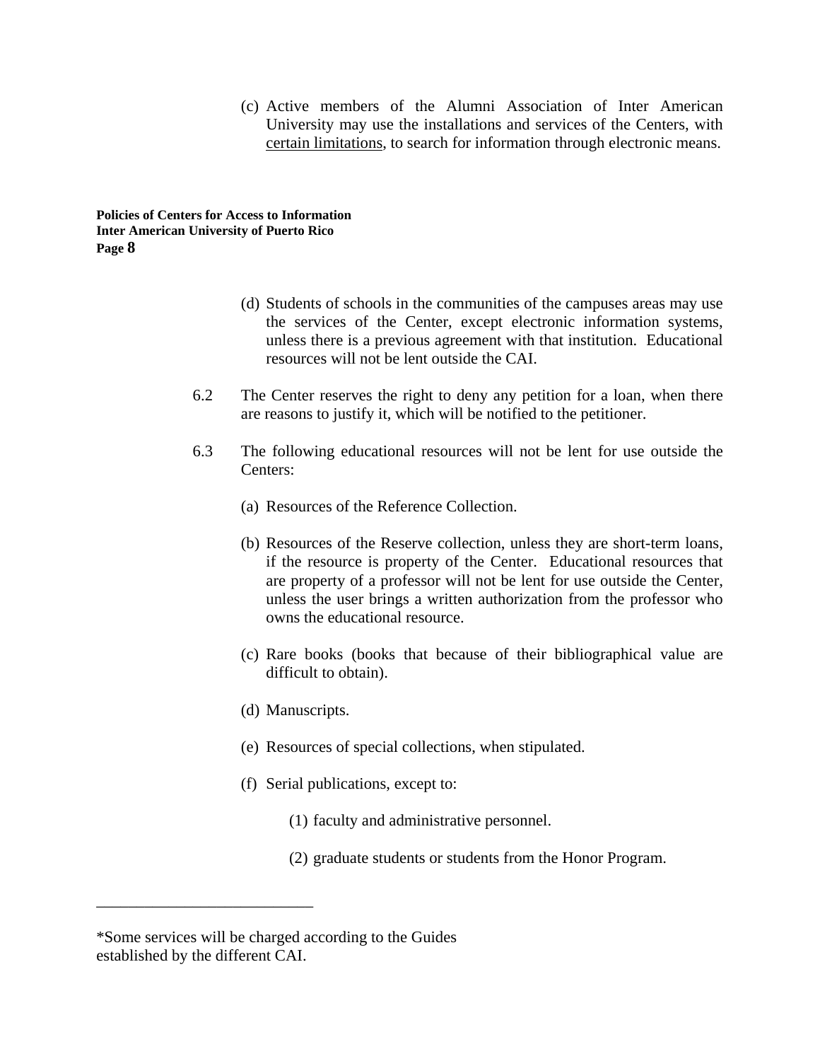(c) Active members of the Alumni Association of Inter American University may use the installations and services of the Centers, with <u>certain limitations</u>, to search for information through electronic means.

(d) Students of schools in the communities of the campuses areas may use the services of the Center, except electronic information systems, unless there is a previous agreement with that institution. Educational resources will not be lent outside the CAI.

6.2 The Center reserves the right to deny any petition for a loan, when there are reasons to justify it, which will be notified to the petitioner.

6.3 The following educational resources will not be lent for use outside the Centers:

(a) Resources of the Reference Collection.

(b) Resources of the Reserve collection, unless they are short-term loans, if the resource is property of the Center. Educational resources that are property of a professor will not be lent for use outside the Center, unless the user brings a written authorization from the professor who owns the educational resource.

(c) Rare books (books that because of their bibliographical value are difficult to obtain).

(d) Manuscripts.

(e) Resources of special collections, when stipulated.

(f) Serial publications, except to:

(1) faculty and administrative personnel.

(2) graduate students or students from the Honor Program.

---

*Some services will be charged according to the Guides established by the different CAI.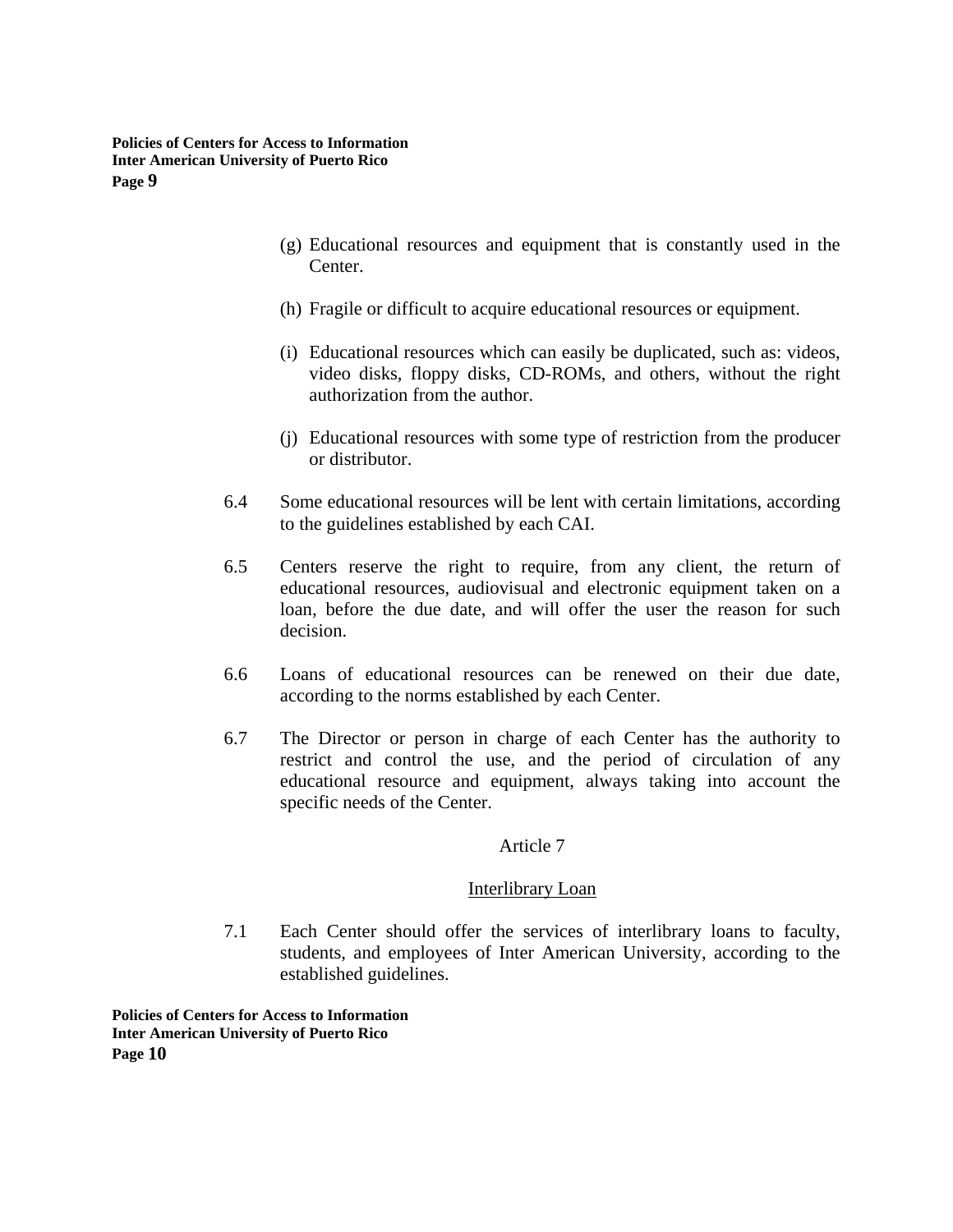(g) Educational resources and equipment that is constantly used in the Center.

(h) Fragile or difficult to acquire educational resources or equipment.

(i) Educational resources which can easily be duplicated, such as: videos, video disks, floppy disks, CD-ROMs, and others, without the right authorization from the author.

(j) Educational resources with some type of restriction from the producer or distributor.

6.4 Some educational resources will be lent with certain limitations, according to the guidelines established by each CAI.

6.5 Centers reserve the right to require, from any client, the return of educational resources, audiovisual and electronic equipment taken on a loan, before the due date, and will offer the user the reason for such decision.

6.6 Loans of educational resources can be renewed on their due date, according to the norms established by each Center.

6.7 The Director or person in charge of each Center has the authority to restrict and control the use, and the period of circulation of any educational resource and equipment, always taking into account the specific needs of the Center.

## Article 7

### Interlibrary Loan

7.1 Each Center should offer the services of interlibrary loans to faculty, students, and employees of Inter American University, according to the established guidelines.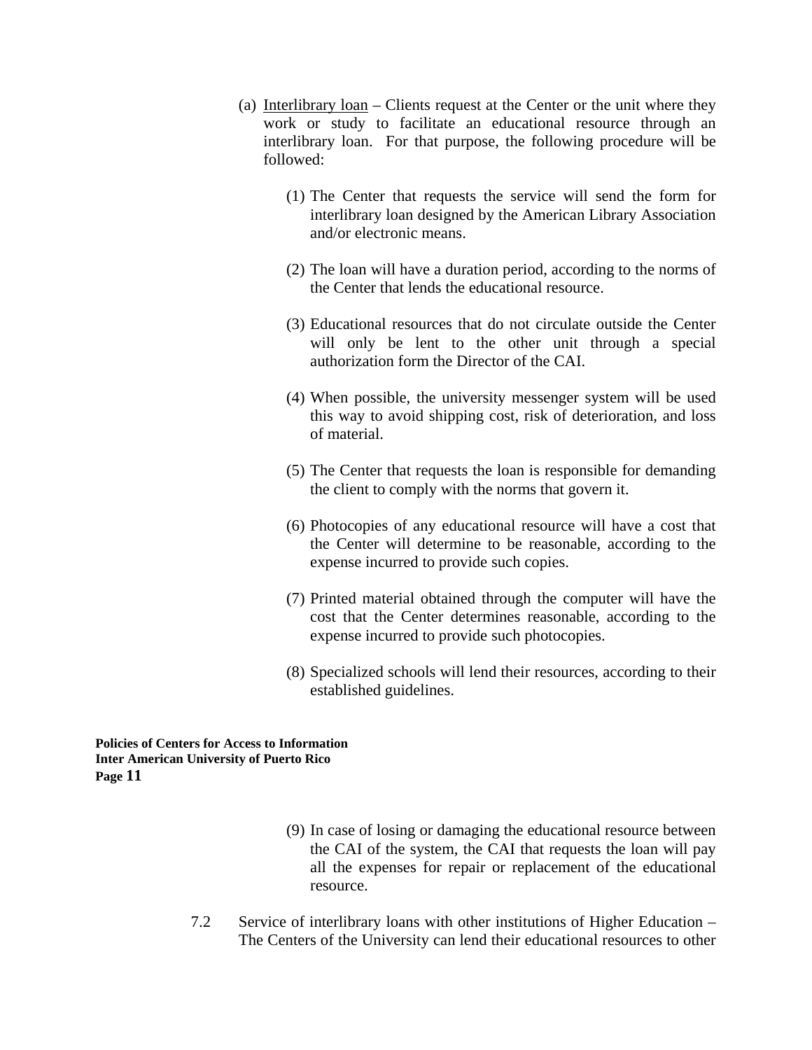(a) Interlibrary loan – Clients request at the Center or the unit where they work or study to facilitate an educational resource through an interlibrary loan. For that purpose, the following procedure will be followed:

   (1) The Center that requests the service will send the form for interlibrary loan designed by the American Library Association and/or electronic means.

   (2) The loan will have a duration period, according to the norms of the Center that lends the educational resource.

   (3) Educational resources that do not circulate outside the Center will only be lent to the other unit through a special authorization form the Director of the CAI.

   (4) When possible, the university messenger system will be used this way to avoid shipping cost, risk of deterioration, and loss of material.

   (5) The Center that requests the loan is responsible for demanding the client to comply with the norms that govern it.

   (6) Photocopies of any educational resource will have a cost that the Center will determine to be reasonable, according to the expense incurred to provide such copies.

   (7) Printed material obtained through the computer will have the cost that the Center determines reasonable, according to the expense incurred to provide such photocopies.

   (8) Specialized schools will lend their resources, according to their established guidelines.

   (9) In case of losing or damaging the educational resource between the CAI of the system, the CAI that requests the loan will pay all the expenses for repair or replacement of the educational resource.

7.2 Service of interlibrary loans with other institutions of Higher Education – The Centers of the University can lend their educational resources to other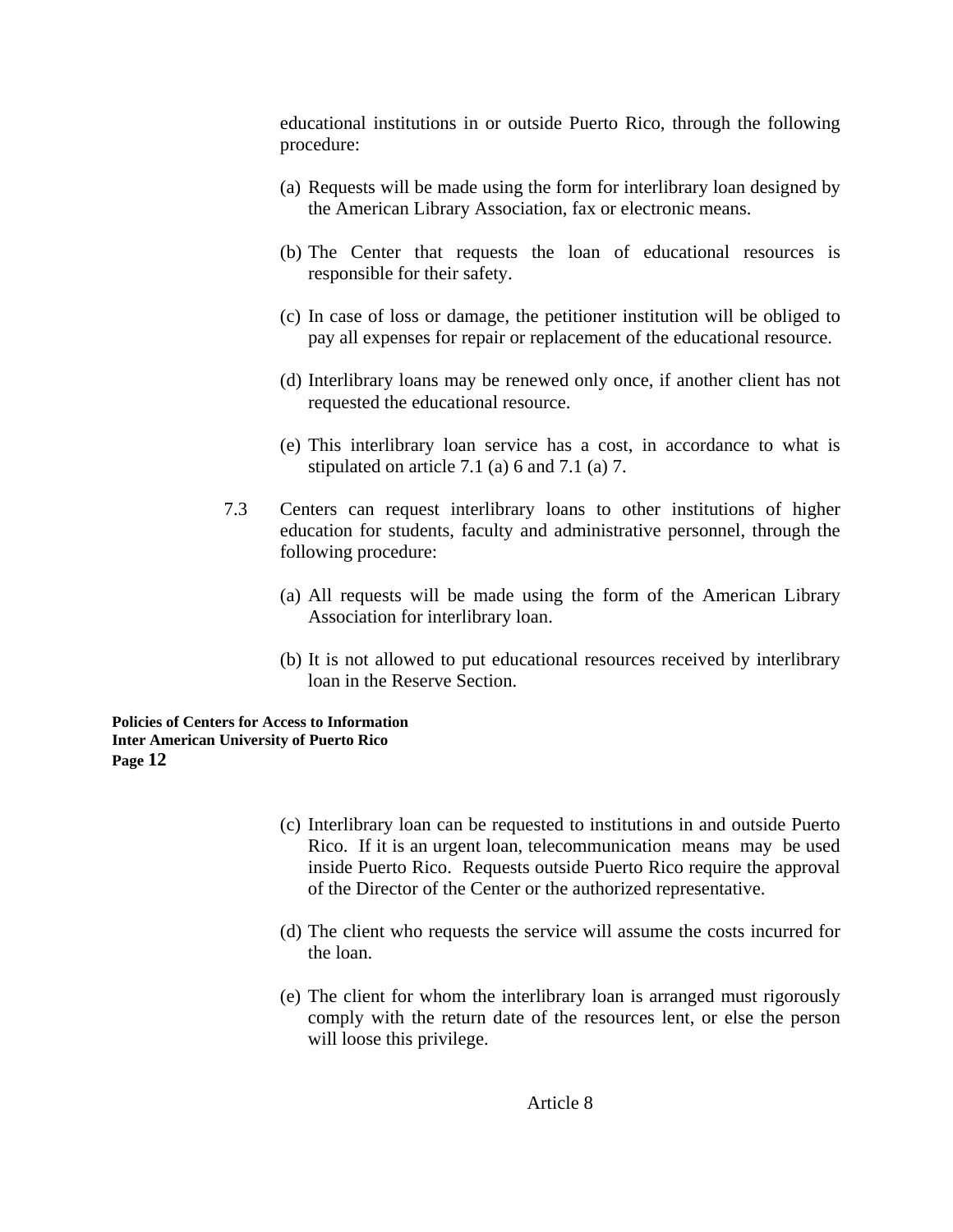educational institutions in or outside Puerto Rico, through the following procedure:

(a) Requests will be made using the form for interlibrary loan designed by the American Library Association, fax or electronic means.

(b) The Center that requests the loan of educational resources is responsible for their safety.

(c) In case of loss or damage, the petitioner institution will be obliged to pay all expenses for repair or replacement of the educational resource.

(d) Interlibrary loans may be renewed only once, if another client has not requested the educational resource.

(e) This interlibrary loan service has a cost, in accordance to what is stipulated on article 7.1 (a) 6 and 7.1 (a) 7.

7.3 Centers can request interlibrary loans to other institutions of higher education for students, faculty and administrative personnel, through the following procedure:

(a) All requests will be made using the form of the American Library Association for interlibrary loan.

(b) It is not allowed to put educational resources received by interlibrary loan in the Reserve Section.

(c) Interlibrary loan can be requested to institutions in and outside Puerto Rico. If it is an urgent loan, telecommunication means may be used inside Puerto Rico. Requests outside Puerto Rico require the approval of the Director of the Center or the authorized representative.

(d) The client who requests the service will assume the costs incurred for the loan.

(e) The client for whom the interlibrary loan is arranged must rigorously comply with the return date of the resources lent, or else the person will loose this privilege.

## Article 8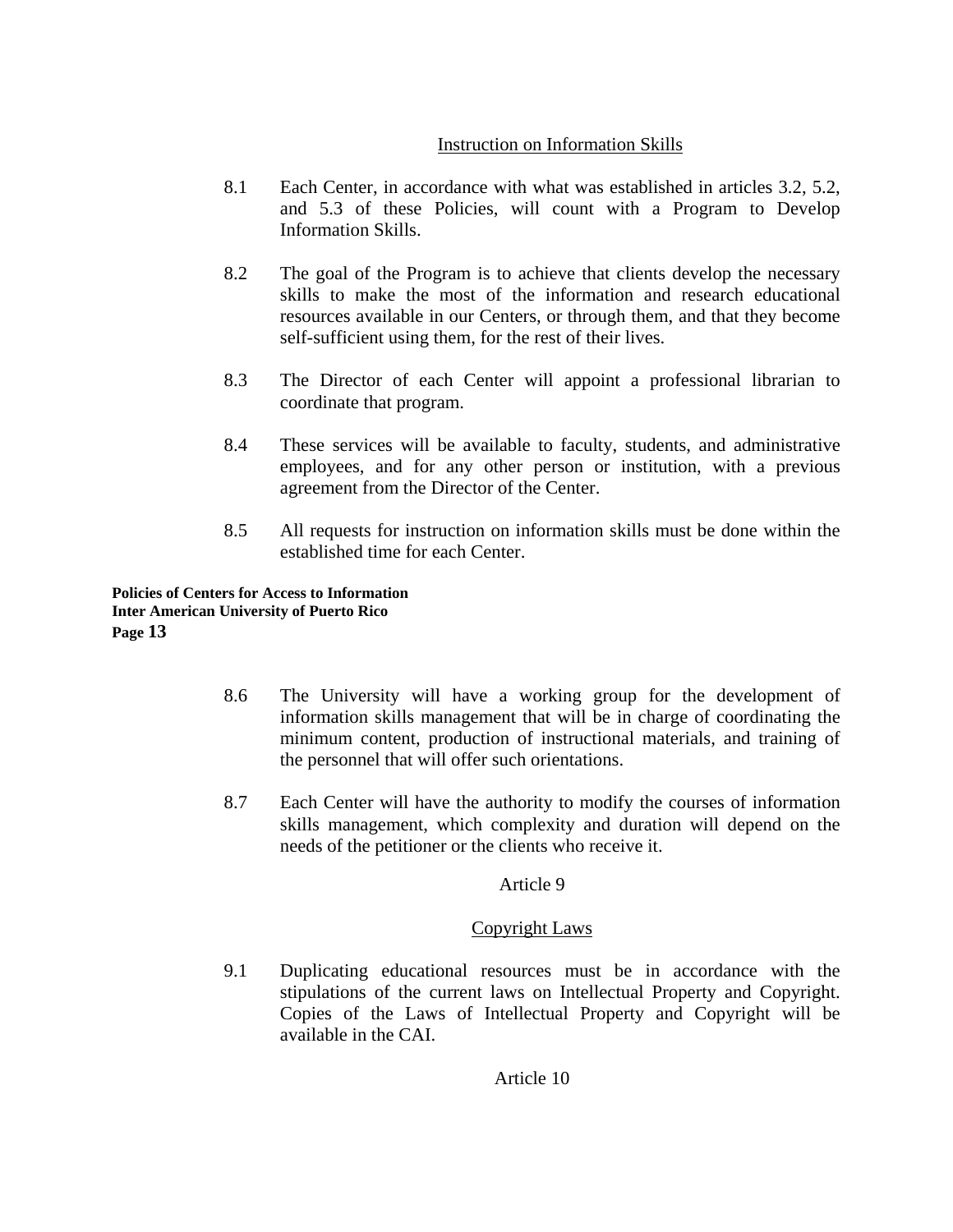Instruction on Information Skills

8.1 Each Center, in accordance with what was established in articles 3.2, 5.2, and 5.3 of these Policies, will count with a Program to Develop Information Skills.

8.2 The goal of the Program is to achieve that clients develop the necessary skills to make the most of the information and research educational resources available in our Centers, or through them, and that they become self-sufficient using them, for the rest of their lives.

8.3 The Director of each Center will appoint a professional librarian to coordinate that program.

8.4 These services will be available to faculty, students, and administrative employees, and for any other person or institution, with a previous agreement from the Director of the Center.

8.5 All requests for instruction on information skills must be done within the established time for each Center.

8.6 The University will have a working group for the development of information skills management that will be in charge of coordinating the minimum content, production of instructional materials, and training of the personnel that will offer such orientations.

8.7 Each Center will have the authority to modify the courses of information skills management, which complexity and duration will depend on the needs of the petitioner or the clients who receive it.

Article 9

Copyright Laws

9.1 Duplicating educational resources must be in accordance with the stipulations of the current laws on Intellectual Property and Copyright. Copies of the Laws of Intellectual Property and Copyright will be available in the CAI.

Article 10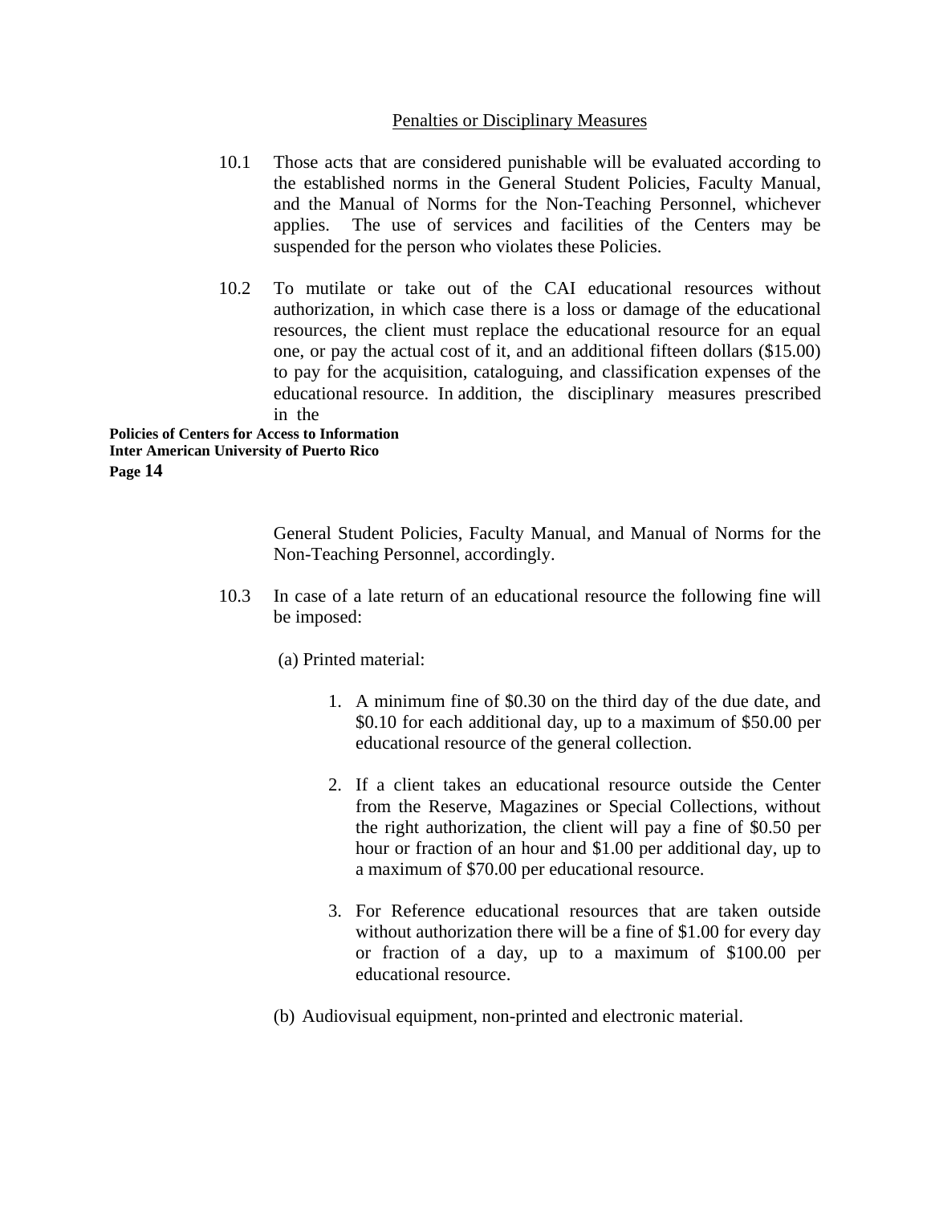## Penalties or Disciplinary Measures

10.1 Those acts that are considered punishable will be evaluated according to the established norms in the General Student Policies, Faculty Manual, and the Manual of Norms for the Non-Teaching Personnel, whichever applies. The use of services and facilities of the Centers may be suspended for the person who violates these Policies.

10.2 To mutilate or take out of the CAI educational resources without authorization, in which case there is a loss or damage of the educational resources, the client must replace the educational resource for an equal one, or pay the actual cost of it, and an additional fifteen dollars ($15.00) to pay for the acquisition, cataloguing, and classification expenses of the educational resource. In addition, the disciplinary measures prescribed in the General Student Policies, Faculty Manual, and Manual of Norms for the Non-Teaching Personnel, accordingly.

10.3 In case of a late return of an educational resource the following fine will be imposed:

(a) Printed material:

1. A minimum fine of $0.30 on the third day of the due date, and $0.10 for each additional day, up to a maximum of $50.00 per educational resource of the general collection.
2. If a client takes an educational resource outside the Center from the Reserve, Magazines or Special Collections, without the right authorization, the client will pay a fine of $0.50 per hour or fraction of an hour and $1.00 per additional day, up to a maximum of $70.00 per educational resource.
3. For Reference educational resources that are taken outside without authorization there will be a fine of $1.00 for every day or fraction of a day, up to a maximum of $100.00 per educational resource.

(b) Audiovisual equipment, non-printed and electronic material.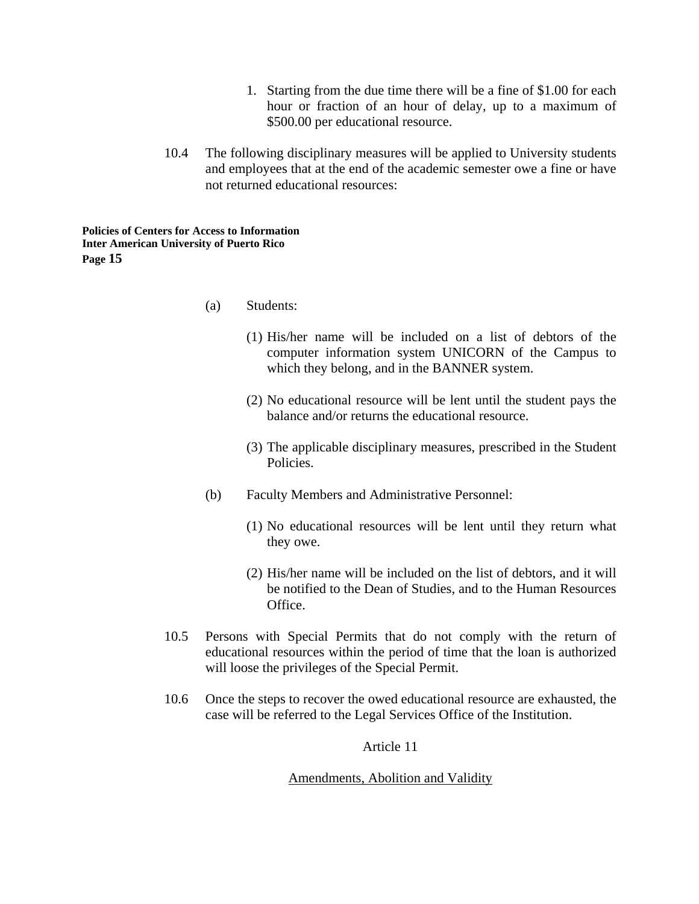1. Starting from the due time there will be a fine of $1.00 for each hour or fraction of an hour of delay, up to a maximum of $500.00 per educational resource.

10.4 The following disciplinary measures will be applied to University students and employees that at the end of the academic semester owe a fine or have not returned educational resources:

(a) Students:

(1) His/her name will be included on a list of debtors of the computer information system UNICORN of the Campus to which they belong, and in the BANNER system.

(2) No educational resource will be lent until the student pays the balance and/or returns the educational resource.

(3) The applicable disciplinary measures, prescribed in the Student Policies.

(b) Faculty Members and Administrative Personnel:

(1) No educational resources will be lent until they return what they owe.

(2) His/her name will be included on the list of debtors, and it will be notified to the Dean of Studies, and to the Human Resources Office.

10.5 Persons with Special Permits that do not comply with the return of educational resources within the period of time that the loan is authorized will loose the privileges of the Special Permit.

10.6 Once the steps to recover the owed educational resource are exhausted, the case will be referred to the Legal Services Office of the Institution.

## Article 11

## Amendments, Abolition and Validity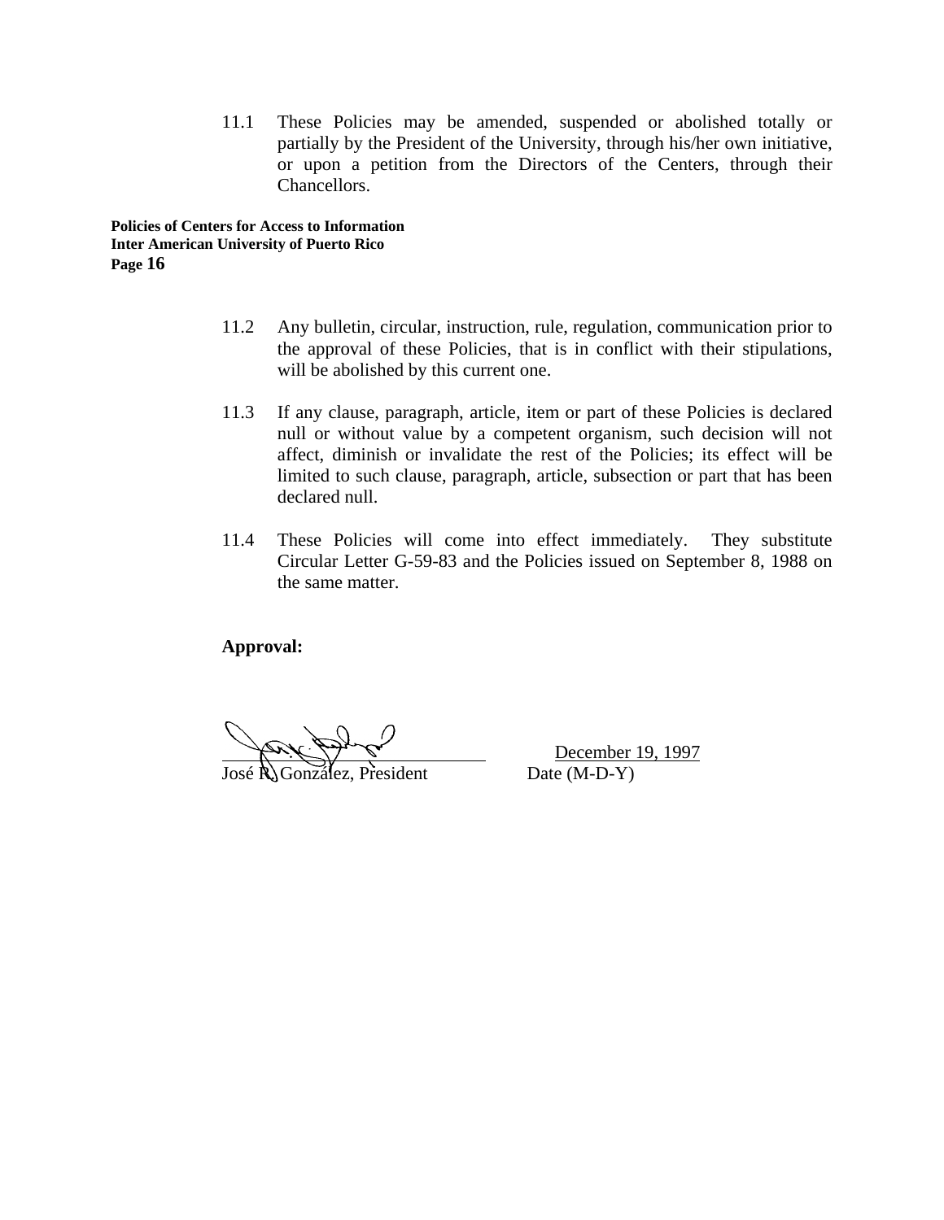11.1 These Policies may be amended, suspended or abolished totally or partially by the President of the University, through his/her own initiative, or upon a petition from the Directors of the Centers, through their Chancellors.

11.2 Any bulletin, circular, instruction, rule, regulation, communication prior to the approval of these Policies, that is in conflict with their stipulations, will be abolished by this current one.

11.3 If any clause, paragraph, article, item or part of these Policies is declared null or without value by a competent organism, such decision will not affect, diminish or invalidate the rest of the Policies; its effect will be limited to such clause, paragraph, article, subsection or part that has been declared null.

11.4 These Policies will come into effect immediately. They substitute Circular Letter G-59-83 and the Policies issued on September 8, 1988 on the same matter.

**Approval:**

| | |
|---|---|
| \_\_\_\_\_\_\_\_\_\_\_\_\_\_\_\_\_\_\_\_\_\_\_\_\_\_\_ | December 19, 1997 |
| José R. González, President | Date (M-D-Y) |